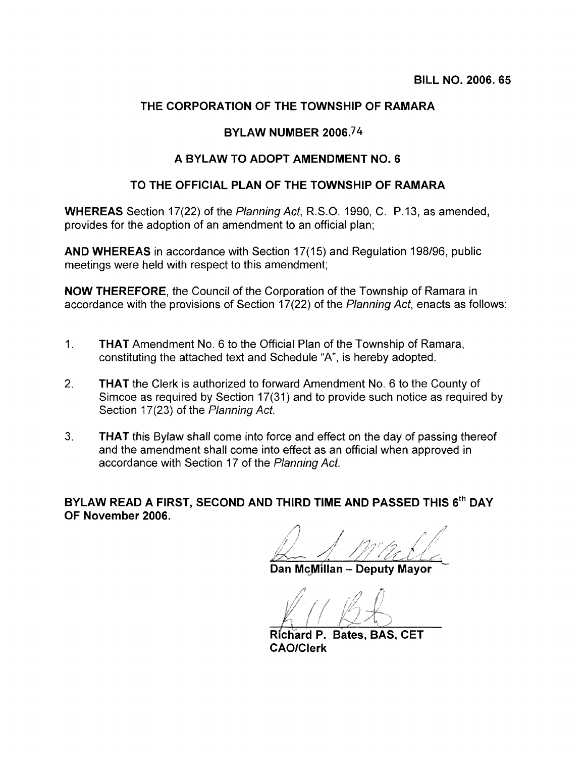**BILL NO. 2006. 65**

**THE CORPORATION OF THE TOWNSHIP OF RAMARA**

**BYLAW NUMBER 2006.74**

**A BYLAW TO ADOPT AMENDMENT NO. 6**

**TO THE OFFICIAL PLAN OF THE TOWNSHIP OF RAMARA**

**WHEREAS** Section 17(22) of the *Planning Act*, R.S.O. 1990, C. P.13, as amended, provides for the adoption of an amendment to an official plan;

**AND WHEREAS** in accordance with Section 17(15) and Regulation 198/96, public meetings were held with respect to this amendment;

**NOW THEREFORE**, the Council of the Corporation of the Township of Ramara in accordance with the provisions of Section 17(22) of the *Planning Act*, enacts as follows:

1. **THAT** Amendment No. 6 to the Official Plan of the Township of Ramara, constituting the attached text and Schedule "A", is hereby adopted.

2. **THAT** the Clerk is authorized to forward Amendment No. 6 to the County of Simcoe as required by Section 17(31) and to provide such notice as required by Section 17(23) of the *Planning Act.*

3. **THAT** this Bylaw shall come into force and effect on the day of passing thereof and the amendment shall come into effect as an official when approved in accordance with Section 17 of the *Planning Act.*

**BYLAW READ A FIRST, SECOND AND THIRD TIME AND PASSED THIS 6th DAY OF November 2006.**

**Dan McMillan – Deputy Mayor**

**Richard P. Bates, BAS, CET**
**CAO/Clerk**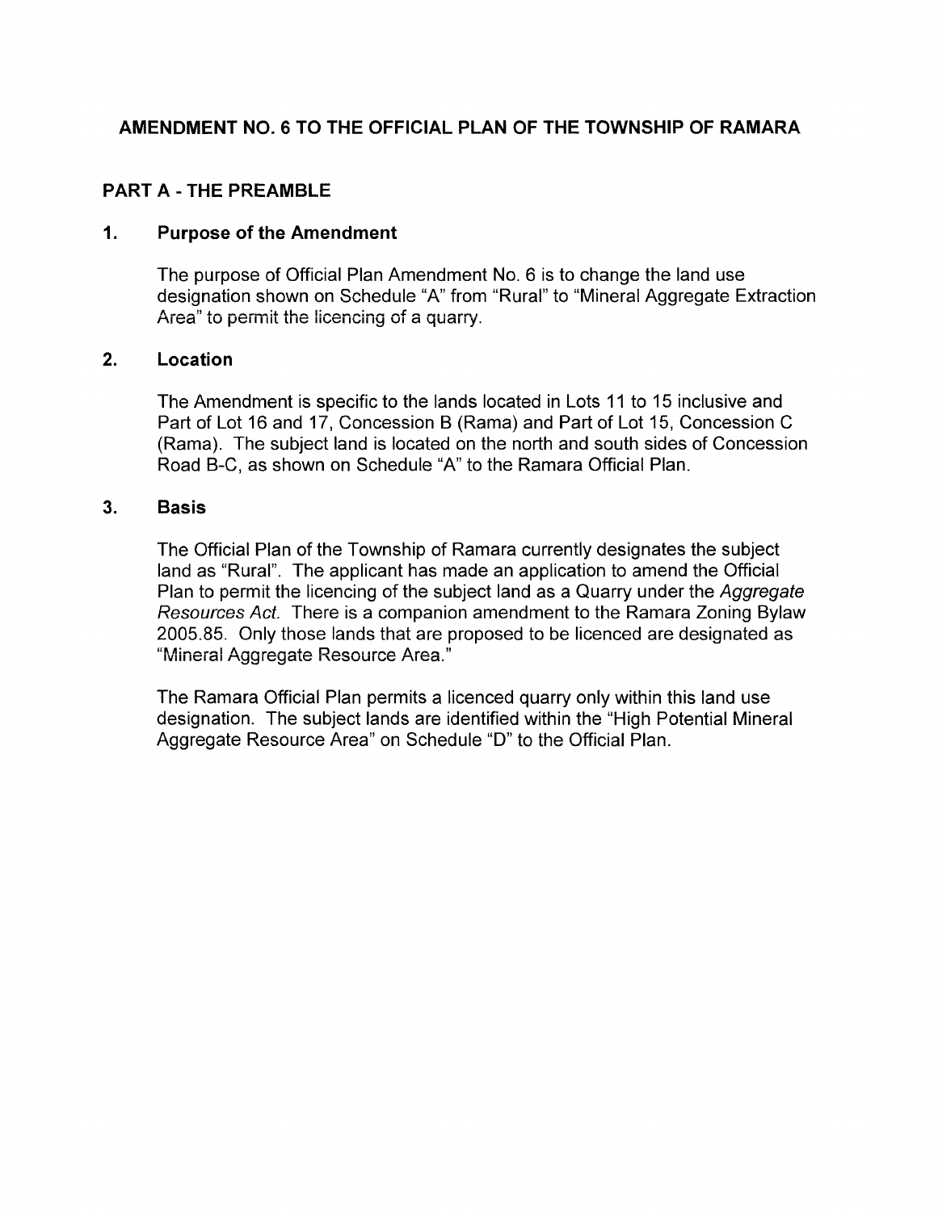# AMENDMENT NO. 6 TO THE OFFICIAL PLAN OF THE TOWNSHIP OF RAMARA

## PART A - THE PREAMBLE

### 1. Purpose of the Amendment

The purpose of Official Plan Amendment No. 6 is to change the land use designation shown on Schedule "A" from "Rural" to "Mineral Aggregate Extraction Area" to permit the licencing of a quarry.

### 2. Location

The Amendment is specific to the lands located in Lots 11 to 15 inclusive and Part of Lot 16 and 17, Concession B (Rama) and Part of Lot 15, Concession C (Rama). The subject land is located on the north and south sides of Concession Road B-C, as shown on Schedule "A" to the Ramara Official Plan.

### 3. Basis

The Official Plan of the Township of Ramara currently designates the subject land as "Rural". The applicant has made an application to amend the Official Plan to permit the licencing of the subject land as a Quarry under the *Aggregate Resources Act.* There is a companion amendment to the Ramara Zoning Bylaw 2005.85. Only those lands that are proposed to be licenced are designated as "Mineral Aggregate Resource Area."

The Ramara Official Plan permits a licenced quarry only within this land use designation. The subject lands are identified within the "High Potential Mineral Aggregate Resource Area" on Schedule "D" to the Official Plan.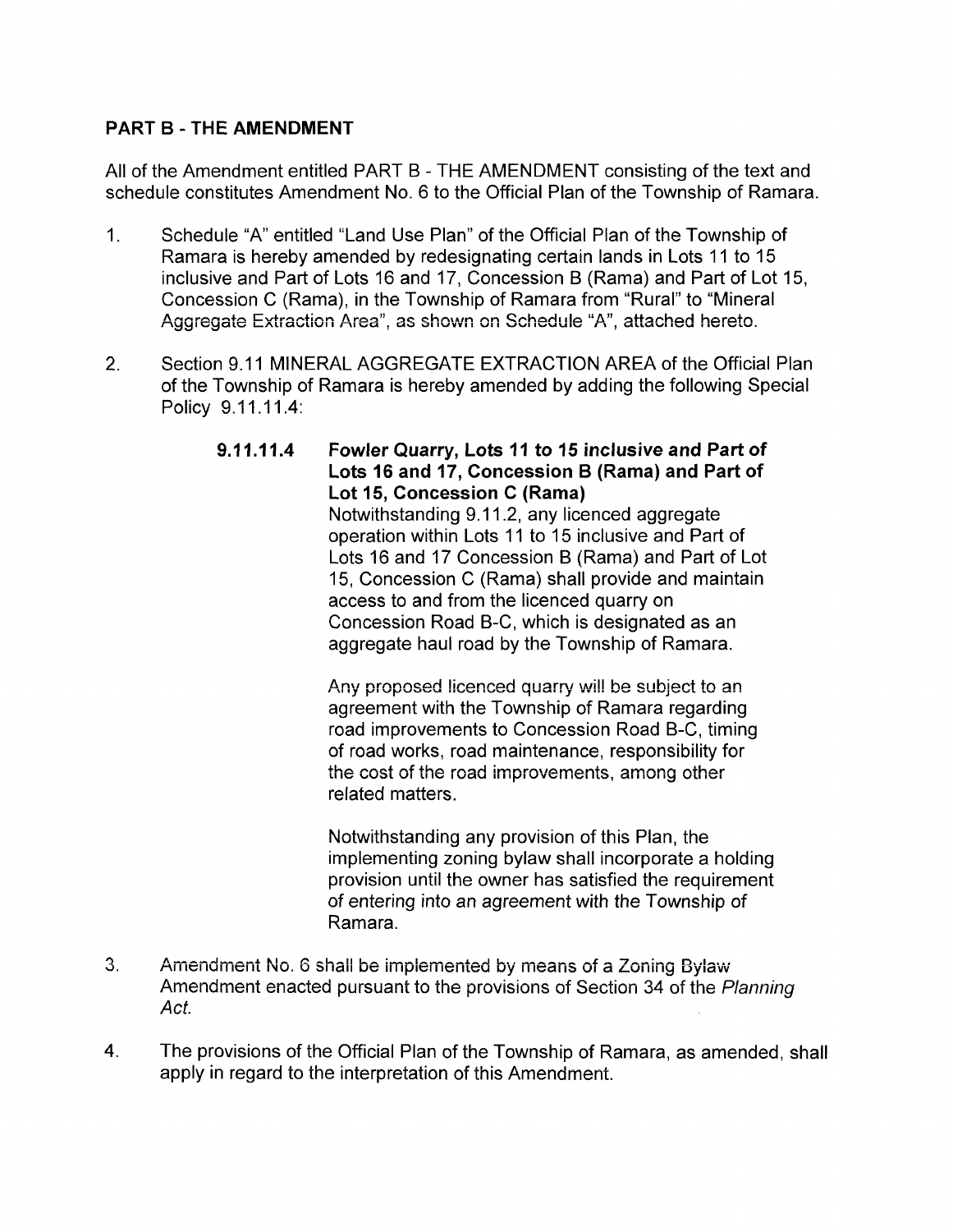## PART B - THE AMENDMENT

All of the Amendment entitled PART B - THE AMENDMENT consisting of the text and schedule constitutes Amendment No. 6 to the Official Plan of the Township of Ramara.

1. Schedule "A" entitled "Land Use Plan" of the Official Plan of the Township of Ramara is hereby amended by redesignating certain lands in Lots 11 to 15 inclusive and Part of Lots 16 and 17, Concession B (Rama) and Part of Lot 15, Concession C (Rama), in the Township of Ramara from "Rural" to "Mineral Aggregate Extraction Area", as shown on Schedule "A", attached hereto.

2. Section 9.11 MINERAL AGGREGATE EXTRACTION AREA of the Official Plan of the Township of Ramara is hereby amended by adding the following Special Policy 9.11.11.4:

   **9.11.11.4 Fowler Quarry, Lots 11 to 15 inclusive and Part of Lots 16 and 17, Concession B (Rama) and Part of Lot 15, Concession C (Rama)**

   Notwithstanding 9.11.2, any licenced aggregate operation within Lots 11 to 15 inclusive and Part of Lots 16 and 17 Concession B (Rama) and Part of Lot 15, Concession C (Rama) shall provide and maintain access to and from the licenced quarry on Concession Road B-C, which is designated as an aggregate haul road by the Township of Ramara.

   Any proposed licenced quarry will be subject to an agreement with the Township of Ramara regarding road improvements to Concession Road B-C, timing of road works, road maintenance, responsibility for the cost of the road improvements, among other related matters.

   Notwithstanding any provision of this Plan, the implementing zoning bylaw shall incorporate a holding provision until the owner has satisfied the requirement of entering into an agreement with the Township of Ramara.

3. Amendment No. 6 shall be implemented by means of a Zoning Bylaw Amendment enacted pursuant to the provisions of Section 34 of the *Planning Act.*

4. The provisions of the Official Plan of the Township of Ramara, as amended, shall apply in regard to the interpretation of this Amendment.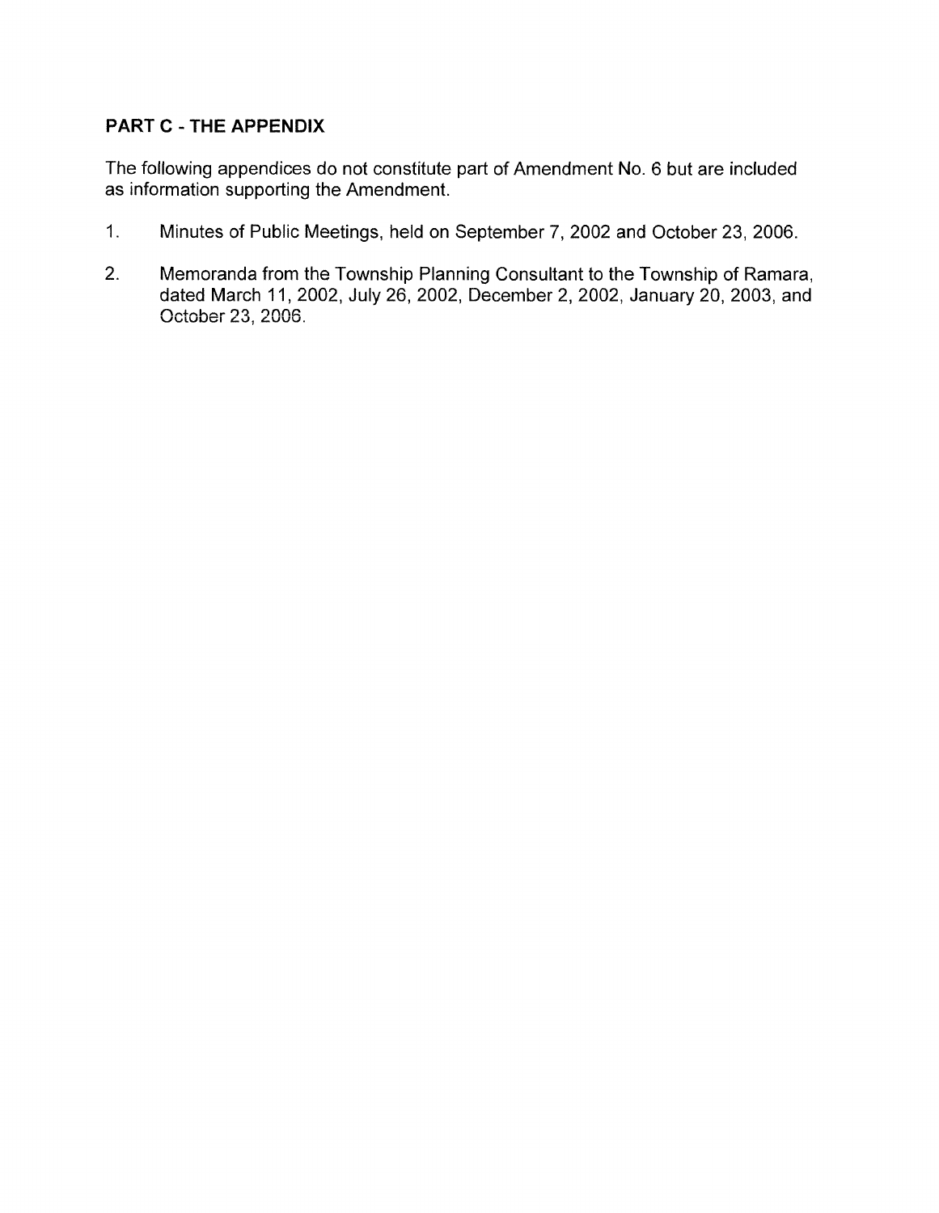## PART C - THE APPENDIX

The following appendices do not constitute part of Amendment No. 6 but are included as information supporting the Amendment.

1. Minutes of Public Meetings, held on September 7, 2002 and October 23, 2006.

2. Memoranda from the Township Planning Consultant to the Township of Ramara, dated March 11, 2002, July 26, 2002, December 2, 2002, January 20, 2003, and October 23, 2006.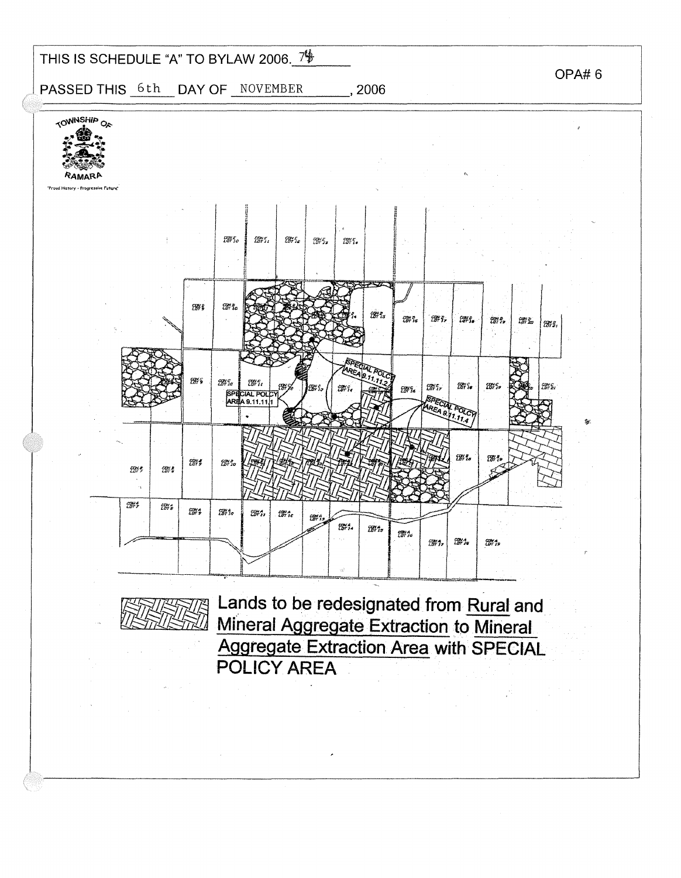THIS IS SCHEDULE "A" TO BYLAW 2006. 74

PASSED THIS 6th DAY OF NOVEMBER, 2006

OPA# 6

TOWNSHIP OF RAMARA

"Proud History - Progressive Future"

SPECIAL POLICY AREA 9.11.11.1

SPECIAL POLICY AREA 9.11.11.2

SPECIAL POLICY AREA 9.11.11.4

Lands to be redesignated from Rural and Mineral Aggregate Extraction to Mineral Aggregate Extraction Area with SPECIAL POLICY AREA